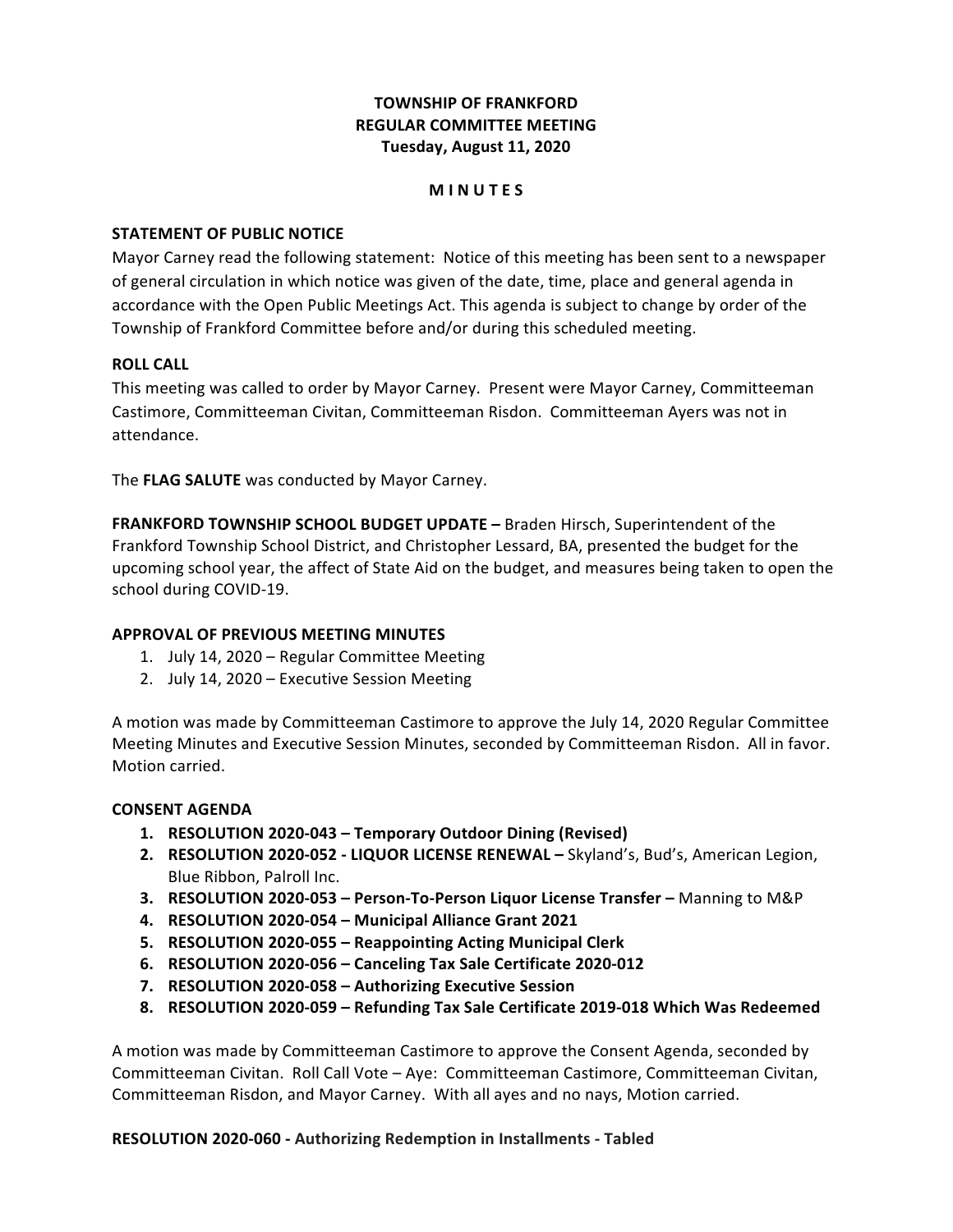# TOWNSHIP OF FRANKFORD
# REGULAR COMMITTEE MEETING
# Tuesday, August 11, 2020

## M I N U T E S

**STATEMENT OF PUBLIC NOTICE**
Mayor Carney read the following statement: Notice of this meeting has been sent to a newspaper of general circulation in which notice was given of the date, time, place and general agenda in accordance with the Open Public Meetings Act. This agenda is subject to change by order of the Township of Frankford Committee before and/or during this scheduled meeting.

**ROLL CALL**
This meeting was called to order by Mayor Carney. Present were Mayor Carney, Committeeman Castimore, Committeeman Civitan, Committeeman Risdon. Committeeman Ayers was not in attendance.

The **FLAG SALUTE** was conducted by Mayor Carney.

**FRANKFORD TOWNSHIP SCHOOL BUDGET UPDATE –** Braden Hirsch, Superintendent of the Frankford Township School District, and Christopher Lessard, BA, presented the budget for the upcoming school year, the affect of State Aid on the budget, and measures being taken to open the school during COVID-19.

**APPROVAL OF PREVIOUS MEETING MINUTES**
1. July 14, 2020 – Regular Committee Meeting
2. July 14, 2020 – Executive Session Meeting

A motion was made by Committeeman Castimore to approve the July 14, 2020 Regular Committee Meeting Minutes and Executive Session Minutes, seconded by Committeeman Risdon. All in favor. Motion carried.

**CONSENT AGENDA**
1. **RESOLUTION 2020-043 – Temporary Outdoor Dining (Revised)**
2. **RESOLUTION 2020-052 - LIQUOR LICENSE RENEWAL –** Skyland's, Bud's, American Legion, Blue Ribbon, Palroll Inc.
3. **RESOLUTION 2020-053 – Person-To-Person Liquor License Transfer –** Manning to M&P
4. **RESOLUTION 2020-054 – Municipal Alliance Grant 2021**
5. **RESOLUTION 2020-055 – Reappointing Acting Municipal Clerk**
6. **RESOLUTION 2020-056 – Canceling Tax Sale Certificate 2020-012**
7. **RESOLUTION 2020-058 – Authorizing Executive Session**
8. **RESOLUTION 2020-059 – Refunding Tax Sale Certificate 2019-018 Which Was Redeemed**

A motion was made by Committeeman Castimore to approve the Consent Agenda, seconded by Committeeman Civitan. Roll Call Vote – Aye: Committeeman Castimore, Committeeman Civitan, Committeeman Risdon, and Mayor Carney. With all ayes and no nays, Motion carried.

**RESOLUTION 2020-060 - Authorizing Redemption in Installments - Tabled**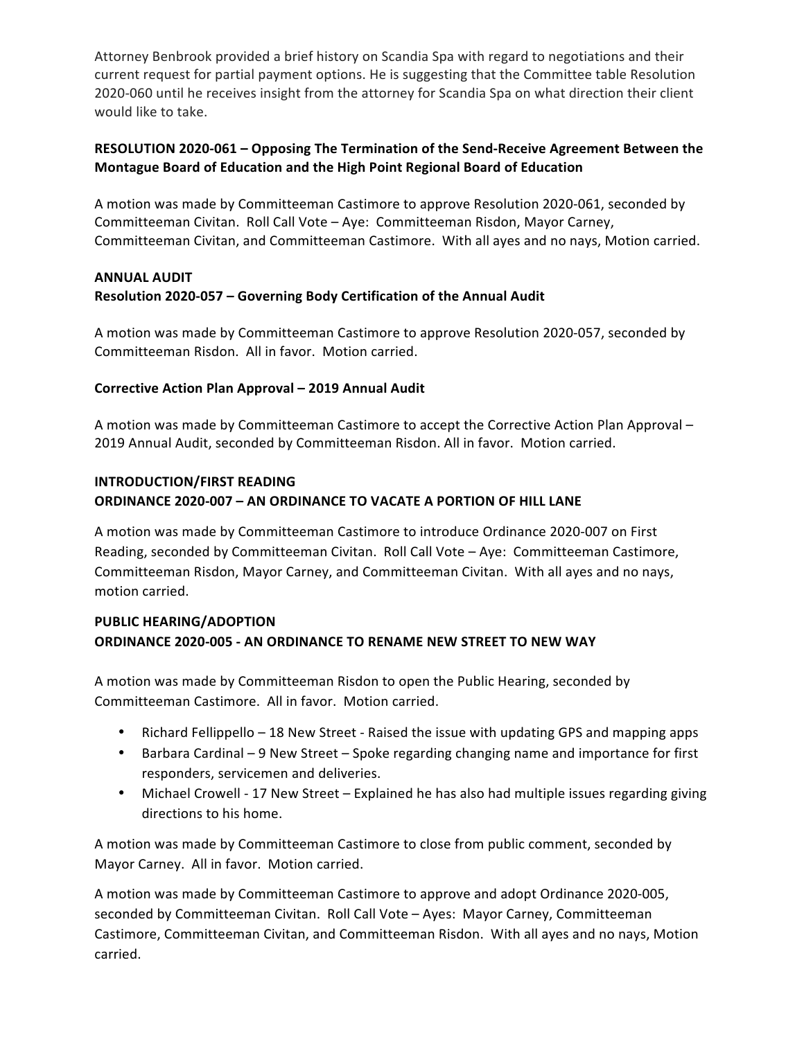Attorney Benbrook provided a brief history on Scandia Spa with regard to negotiations and their current request for partial payment options. He is suggesting that the Committee table Resolution 2020-060 until he receives insight from the attorney for Scandia Spa on what direction their client would like to take.

**RESOLUTION 2020-061 – Opposing The Termination of the Send-Receive Agreement Between the Montague Board of Education and the High Point Regional Board of Education**

A motion was made by Committeeman Castimore to approve Resolution 2020-061, seconded by Committeeman Civitan. Roll Call Vote – Aye: Committeeman Risdon, Mayor Carney, Committeeman Civitan, and Committeeman Castimore. With all ayes and no nays, Motion carried.

**ANNUAL AUDIT**
**Resolution 2020-057 – Governing Body Certification of the Annual Audit**

A motion was made by Committeeman Castimore to approve Resolution 2020-057, seconded by Committeeman Risdon. All in favor. Motion carried.

**Corrective Action Plan Approval – 2019 Annual Audit**

A motion was made by Committeeman Castimore to accept the Corrective Action Plan Approval – 2019 Annual Audit, seconded by Committeeman Risdon. All in favor. Motion carried.

**INTRODUCTION/FIRST READING**
**ORDINANCE 2020-007 – AN ORDINANCE TO VACATE A PORTION OF HILL LANE**

A motion was made by Committeeman Castimore to introduce Ordinance 2020-007 on First Reading, seconded by Committeeman Civitan. Roll Call Vote – Aye: Committeeman Castimore, Committeeman Risdon, Mayor Carney, and Committeeman Civitan. With all ayes and no nays, motion carried.

**PUBLIC HEARING/ADOPTION**
**ORDINANCE 2020-005 - AN ORDINANCE TO RENAME NEW STREET TO NEW WAY**

A motion was made by Committeeman Risdon to open the Public Hearing, seconded by Committeeman Castimore. All in favor. Motion carried.

- Richard Fellippello – 18 New Street - Raised the issue with updating GPS and mapping apps
- Barbara Cardinal – 9 New Street – Spoke regarding changing name and importance for first responders, servicemen and deliveries.
- Michael Crowell - 17 New Street – Explained he has also had multiple issues regarding giving directions to his home.

A motion was made by Committeeman Castimore to close from public comment, seconded by Mayor Carney. All in favor. Motion carried.

A motion was made by Committeeman Castimore to approve and adopt Ordinance 2020-005, seconded by Committeeman Civitan. Roll Call Vote – Ayes: Mayor Carney, Committeeman Castimore, Committeeman Civitan, and Committeeman Risdon. With all ayes and no nays, Motion carried.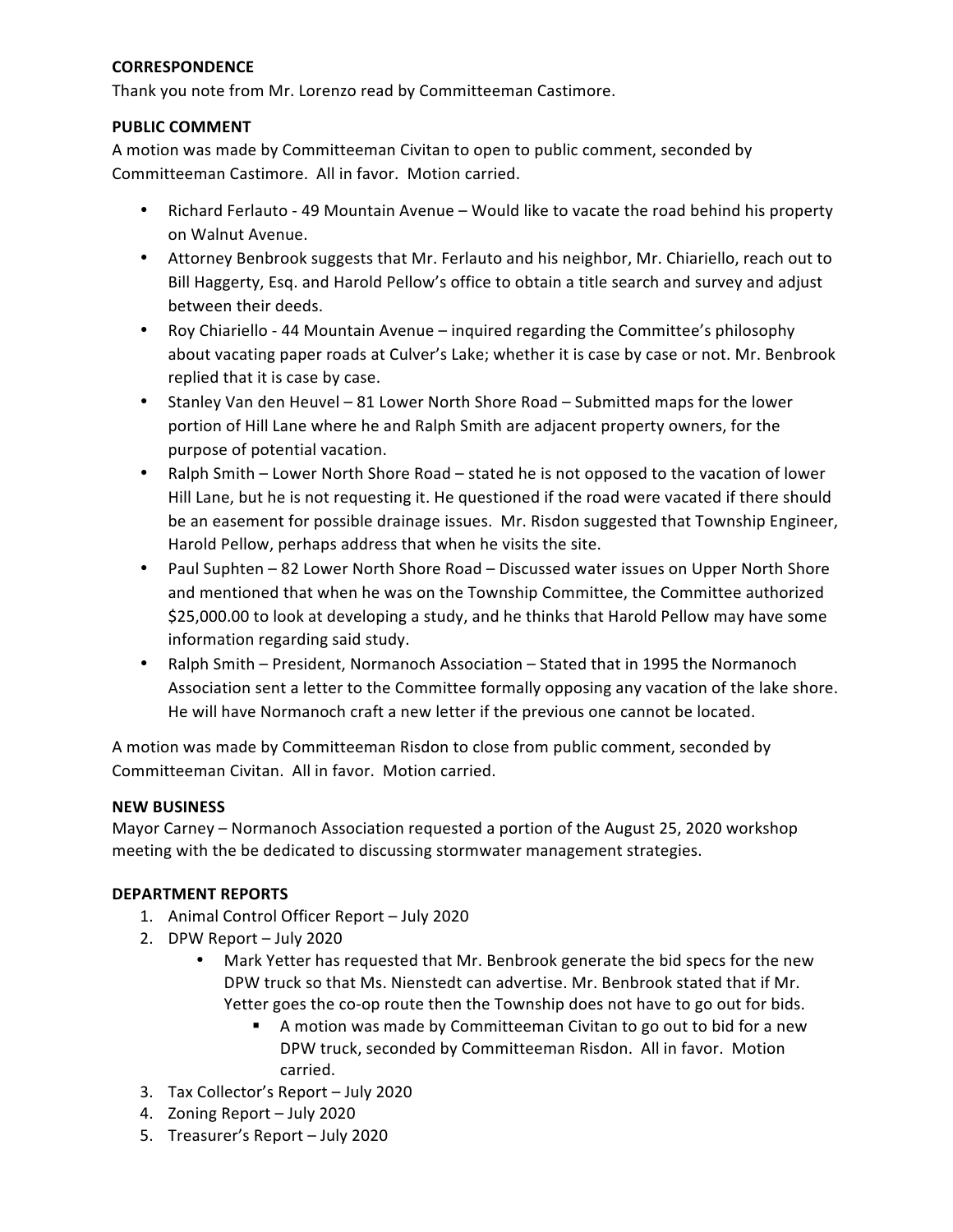**CORRESPONDENCE**
Thank you note from Mr. Lorenzo read by Committeeman Castimore.

**PUBLIC COMMENT**
A motion was made by Committeeman Civitan to open to public comment, seconded by Committeeman Castimore. All in favor. Motion carried.

- Richard Ferlauto - 49 Mountain Avenue – Would like to vacate the road behind his property on Walnut Avenue.
- Attorney Benbrook suggests that Mr. Ferlauto and his neighbor, Mr. Chiariello, reach out to Bill Haggerty, Esq. and Harold Pellow's office to obtain a title search and survey and adjust between their deeds.
- Roy Chiariello - 44 Mountain Avenue – inquired regarding the Committee's philosophy about vacating paper roads at Culver's Lake; whether it is case by case or not. Mr. Benbrook replied that it is case by case.
- Stanley Van den Heuvel – 81 Lower North Shore Road – Submitted maps for the lower portion of Hill Lane where he and Ralph Smith are adjacent property owners, for the purpose of potential vacation.
- Ralph Smith – Lower North Shore Road – stated he is not opposed to the vacation of lower Hill Lane, but he is not requesting it. He questioned if the road were vacated if there should be an easement for possible drainage issues. Mr. Risdon suggested that Township Engineer, Harold Pellow, perhaps address that when he visits the site.
- Paul Suphten – 82 Lower North Shore Road – Discussed water issues on Upper North Shore and mentioned that when he was on the Township Committee, the Committee authorized $25,000.00 to look at developing a study, and he thinks that Harold Pellow may have some information regarding said study.
- Ralph Smith – President, Normanoch Association – Stated that in 1995 the Normanoch Association sent a letter to the Committee formally opposing any vacation of the lake shore. He will have Normanoch craft a new letter if the previous one cannot be located.

A motion was made by Committeeman Risdon to close from public comment, seconded by Committeeman Civitan. All in favor. Motion carried.

**NEW BUSINESS**
Mayor Carney – Normanoch Association requested a portion of the August 25, 2020 workshop meeting with the be dedicated to discussing stormwater management strategies.

**DEPARTMENT REPORTS**

1. Animal Control Officer Report – July 2020
2. DPW Report – July 2020
   - Mark Yetter has requested that Mr. Benbrook generate the bid specs for the new DPW truck so that Ms. Nienstedt can advertise. Mr. Benbrook stated that if Mr. Yetter goes the co-op route then the Township does not have to go out for bids.
     - A motion was made by Committeeman Civitan to go out to bid for a new DPW truck, seconded by Committeeman Risdon. All in favor. Motion carried.
3. Tax Collector's Report – July 2020
4. Zoning Report – July 2020
5. Treasurer's Report – July 2020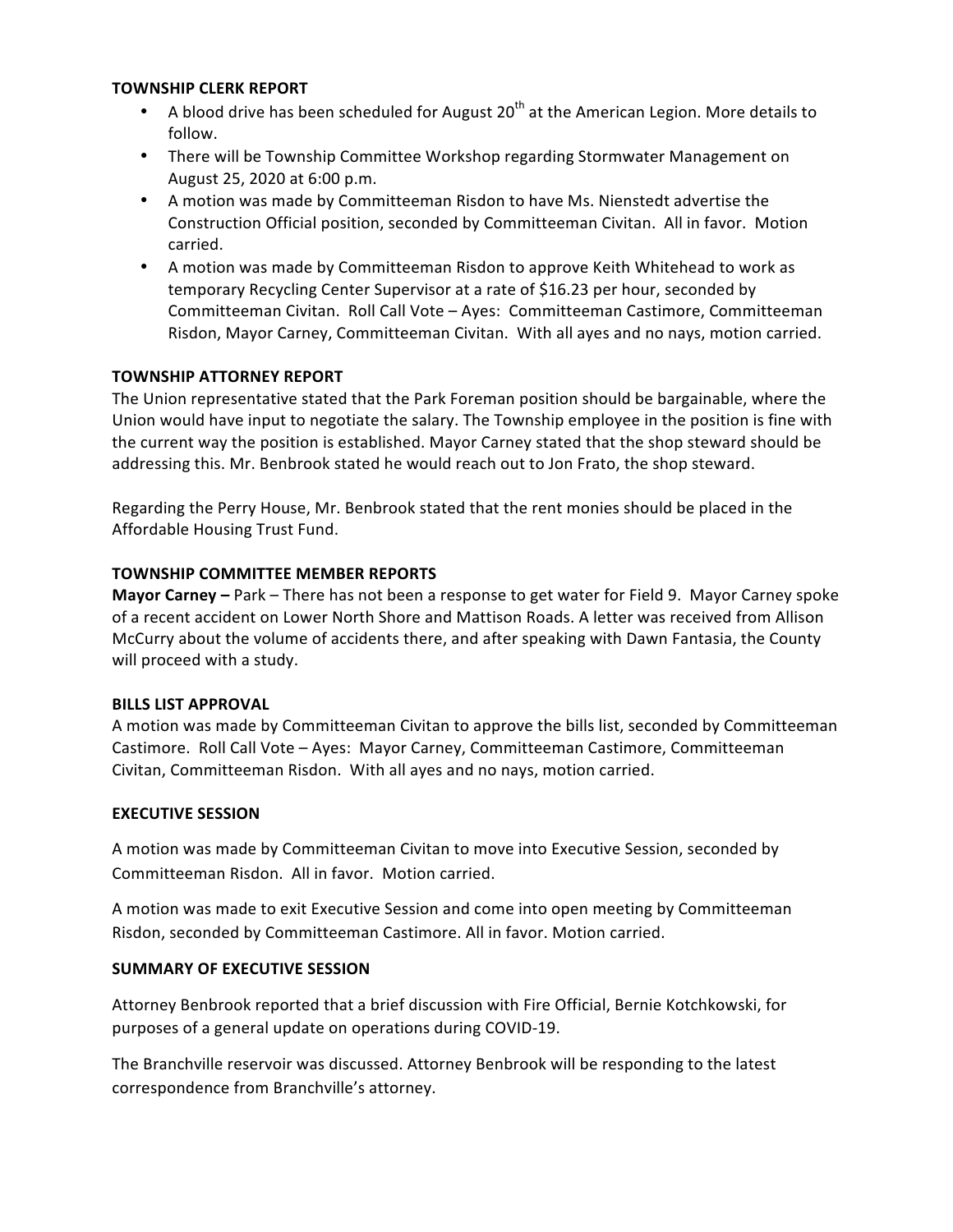**TOWNSHIP CLERK REPORT**

- A blood drive has been scheduled for August 20th at the American Legion. More details to follow.
- There will be Township Committee Workshop regarding Stormwater Management on August 25, 2020 at 6:00 p.m.
- A motion was made by Committeeman Risdon to have Ms. Nienstedt advertise the Construction Official position, seconded by Committeeman Civitan. All in favor. Motion carried.
- A motion was made by Committeeman Risdon to approve Keith Whitehead to work as temporary Recycling Center Supervisor at a rate of $16.23 per hour, seconded by Committeeman Civitan. Roll Call Vote – Ayes: Committeeman Castimore, Committeeman Risdon, Mayor Carney, Committeeman Civitan. With all ayes and no nays, motion carried.

**TOWNSHIP ATTORNEY REPORT**

The Union representative stated that the Park Foreman position should be bargainable, where the Union would have input to negotiate the salary. The Township employee in the position is fine with the current way the position is established. Mayor Carney stated that the shop steward should be addressing this. Mr. Benbrook stated he would reach out to Jon Frato, the shop steward.

Regarding the Perry House, Mr. Benbrook stated that the rent monies should be placed in the Affordable Housing Trust Fund.

**TOWNSHIP COMMITTEE MEMBER REPORTS**

**Mayor Carney –** Park – There has not been a response to get water for Field 9. Mayor Carney spoke of a recent accident on Lower North Shore and Mattison Roads. A letter was received from Allison McCurry about the volume of accidents there, and after speaking with Dawn Fantasia, the County will proceed with a study.

**BILLS LIST APPROVAL**

A motion was made by Committeeman Civitan to approve the bills list, seconded by Committeeman Castimore. Roll Call Vote – Ayes: Mayor Carney, Committeeman Castimore, Committeeman Civitan, Committeeman Risdon. With all ayes and no nays, motion carried.

**EXECUTIVE SESSION**

A motion was made by Committeeman Civitan to move into Executive Session, seconded by Committeeman Risdon. All in favor. Motion carried.

A motion was made to exit Executive Session and come into open meeting by Committeeman Risdon, seconded by Committeeman Castimore. All in favor. Motion carried.

**SUMMARY OF EXECUTIVE SESSION**

Attorney Benbrook reported that a brief discussion with Fire Official, Bernie Kotchkowski, for purposes of a general update on operations during COVID-19.

The Branchville reservoir was discussed. Attorney Benbrook will be responding to the latest correspondence from Branchville's attorney.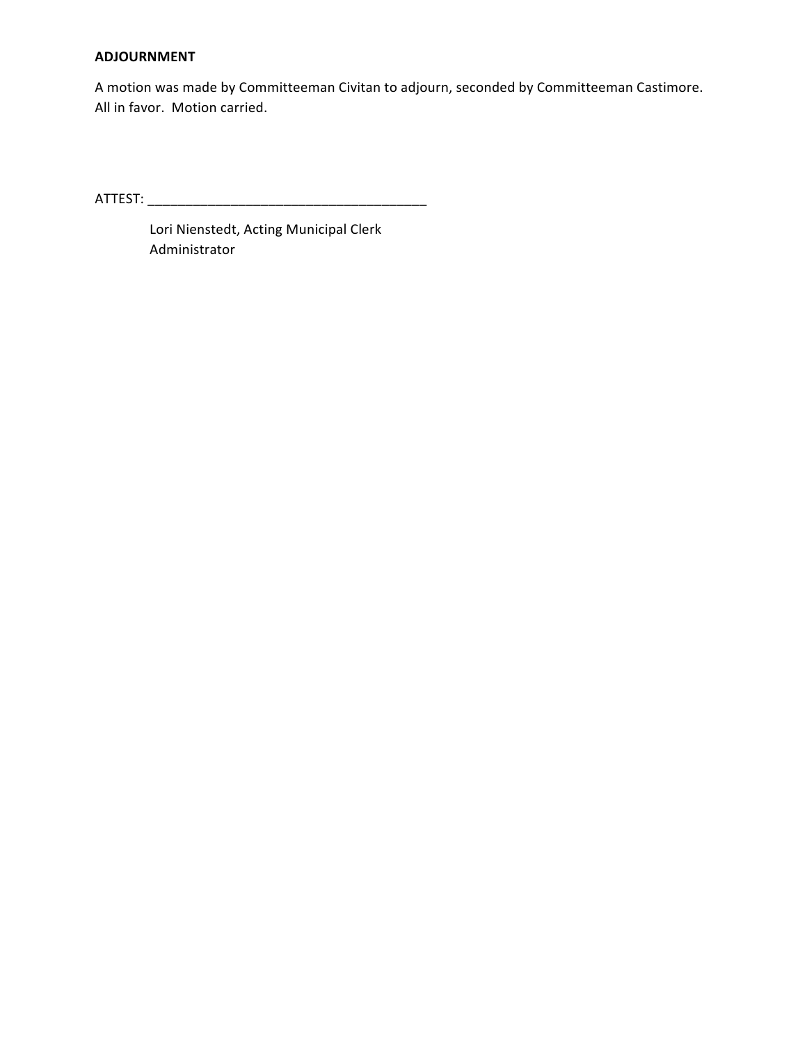**ADJOURNMENT**

A motion was made by Committeeman Civitan to adjourn, seconded by Committeeman Castimore. All in favor. Motion carried.

ATTEST: ______________________________________

Lori Nienstedt, Acting Municipal Clerk
Administrator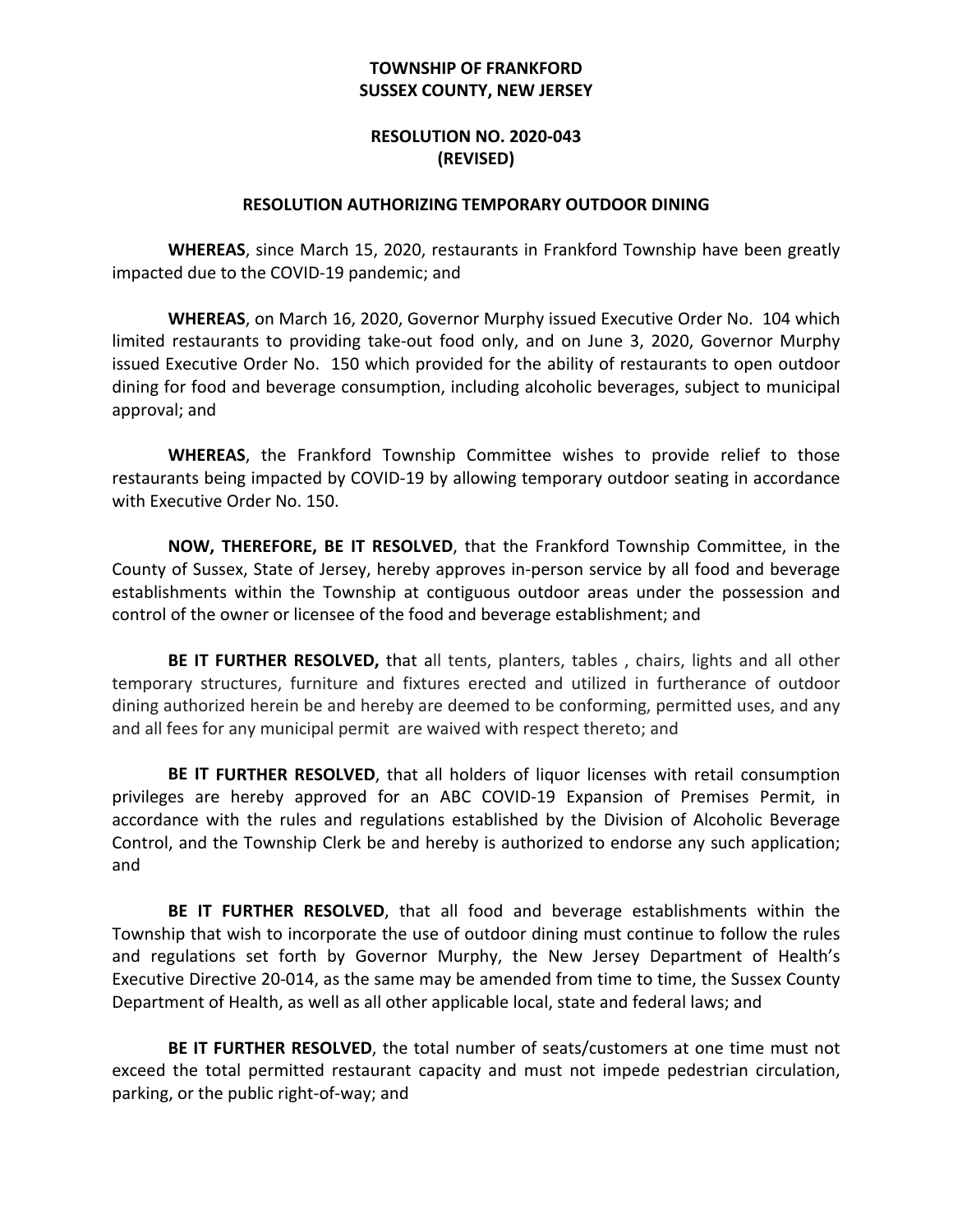**TOWNSHIP OF FRANKFORD**
**SUSSEX COUNTY, NEW JERSEY**

**RESOLUTION NO. 2020-043**
**(REVISED)**

**RESOLUTION AUTHORIZING TEMPORARY OUTDOOR DINING**

**WHEREAS**, since March 15, 2020, restaurants in Frankford Township have been greatly impacted due to the COVID-19 pandemic; and

**WHEREAS**, on March 16, 2020, Governor Murphy issued Executive Order No. 104 which limited restaurants to providing take-out food only, and on June 3, 2020, Governor Murphy issued Executive Order No. 150 which provided for the ability of restaurants to open outdoor dining for food and beverage consumption, including alcoholic beverages, subject to municipal approval; and

**WHEREAS**, the Frankford Township Committee wishes to provide relief to those restaurants being impacted by COVID-19 by allowing temporary outdoor seating in accordance with Executive Order No. 150.

**NOW, THEREFORE, BE IT RESOLVED**, that the Frankford Township Committee, in the County of Sussex, State of Jersey, hereby approves in-person service by all food and beverage establishments within the Township at contiguous outdoor areas under the possession and control of the owner or licensee of the food and beverage establishment; and

**BE IT FURTHER RESOLVED,** that all tents, planters, tables , chairs, lights and all other temporary structures, furniture and fixtures erected and utilized in furtherance of outdoor dining authorized herein be and hereby are deemed to be conforming, permitted uses, and any and all fees for any municipal permit are waived with respect thereto; and

**BE IT FURTHER RESOLVED**, that all holders of liquor licenses with retail consumption privileges are hereby approved for an ABC COVID-19 Expansion of Premises Permit, in accordance with the rules and regulations established by the Division of Alcoholic Beverage Control, and the Township Clerk be and hereby is authorized to endorse any such application; and

**BE IT FURTHER RESOLVED**, that all food and beverage establishments within the Township that wish to incorporate the use of outdoor dining must continue to follow the rules and regulations set forth by Governor Murphy, the New Jersey Department of Health's Executive Directive 20-014, as the same may be amended from time to time, the Sussex County Department of Health, as well as all other applicable local, state and federal laws; and

**BE IT FURTHER RESOLVED**, the total number of seats/customers at one time must not exceed the total permitted restaurant capacity and must not impede pedestrian circulation, parking, or the public right-of-way; and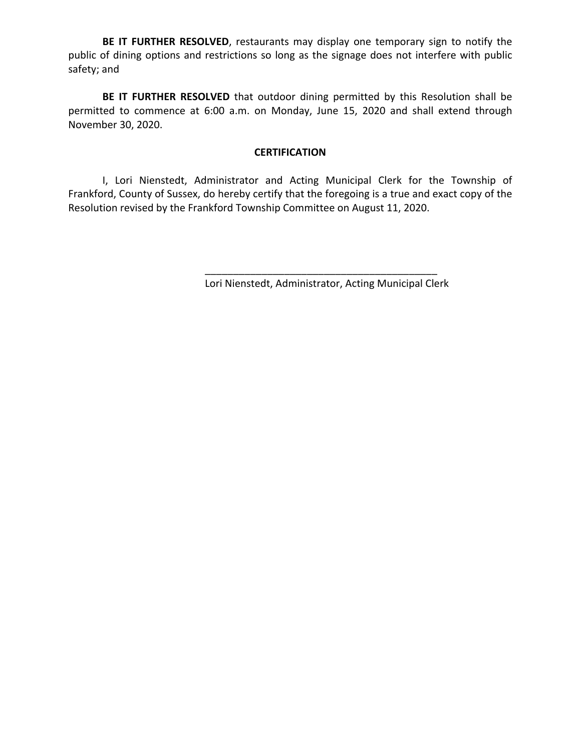**BE IT FURTHER RESOLVED**, restaurants may display one temporary sign to notify the public of dining options and restrictions so long as the signage does not interfere with public safety; and

**BE IT FURTHER RESOLVED** that outdoor dining permitted by this Resolution shall be permitted to commence at 6:00 a.m. on Monday, June 15, 2020 and shall extend through November 30, 2020.

**CERTIFICATION**

I, Lori Nienstedt, Administrator and Acting Municipal Clerk for the Township of Frankford, County of Sussex, do hereby certify that the foregoing is a true and exact copy of the Resolution revised by the Frankford Township Committee on August 11, 2020.

\_\_\_\_\_\_\_\_\_\_\_\_\_\_\_\_\_\_\_\_\_\_\_\_\_\_\_\_\_\_\_\_\_\_\_\_\_\_\_\_\_\_

Lori Nienstedt, Administrator, Acting Municipal Clerk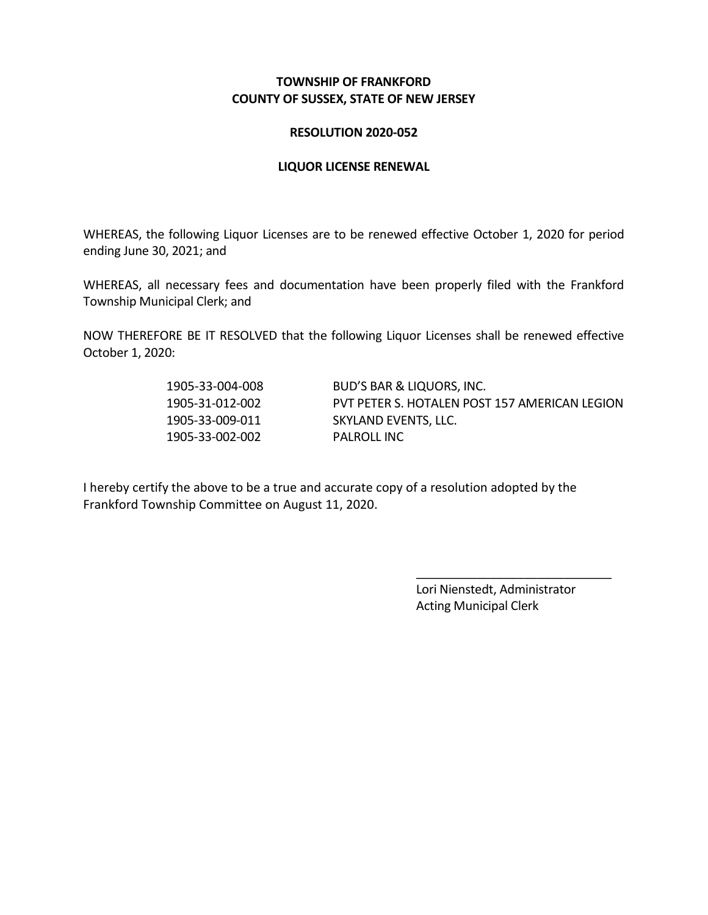**TOWNSHIP OF FRANKFORD**
**COUNTY OF SUSSEX, STATE OF NEW JERSEY**

**RESOLUTION 2020-052**

**LIQUOR LICENSE RENEWAL**

WHEREAS, the following Liquor Licenses are to be renewed effective October 1, 2020 for period ending June 30, 2021; and

WHEREAS, all necessary fees and documentation have been properly filed with the Frankford Township Municipal Clerk; and

NOW THEREFORE BE IT RESOLVED that the following Liquor Licenses shall be renewed effective October 1, 2020:

| | |
|---|---|
| 1905-33-004-008 | BUD'S BAR & LIQUORS, INC. |
| 1905-31-012-002 | PVT PETER S. HOTALEN POST 157 AMERICAN LEGION |
| 1905-33-009-011 | SKYLAND EVENTS, LLC. |
| 1905-33-002-002 | PALROLL INC |

I hereby certify the above to be a true and accurate copy of a resolution adopted by the Frankford Township Committee on August 11, 2020.

_____________________________
Lori Nienstedt, Administrator
Acting Municipal Clerk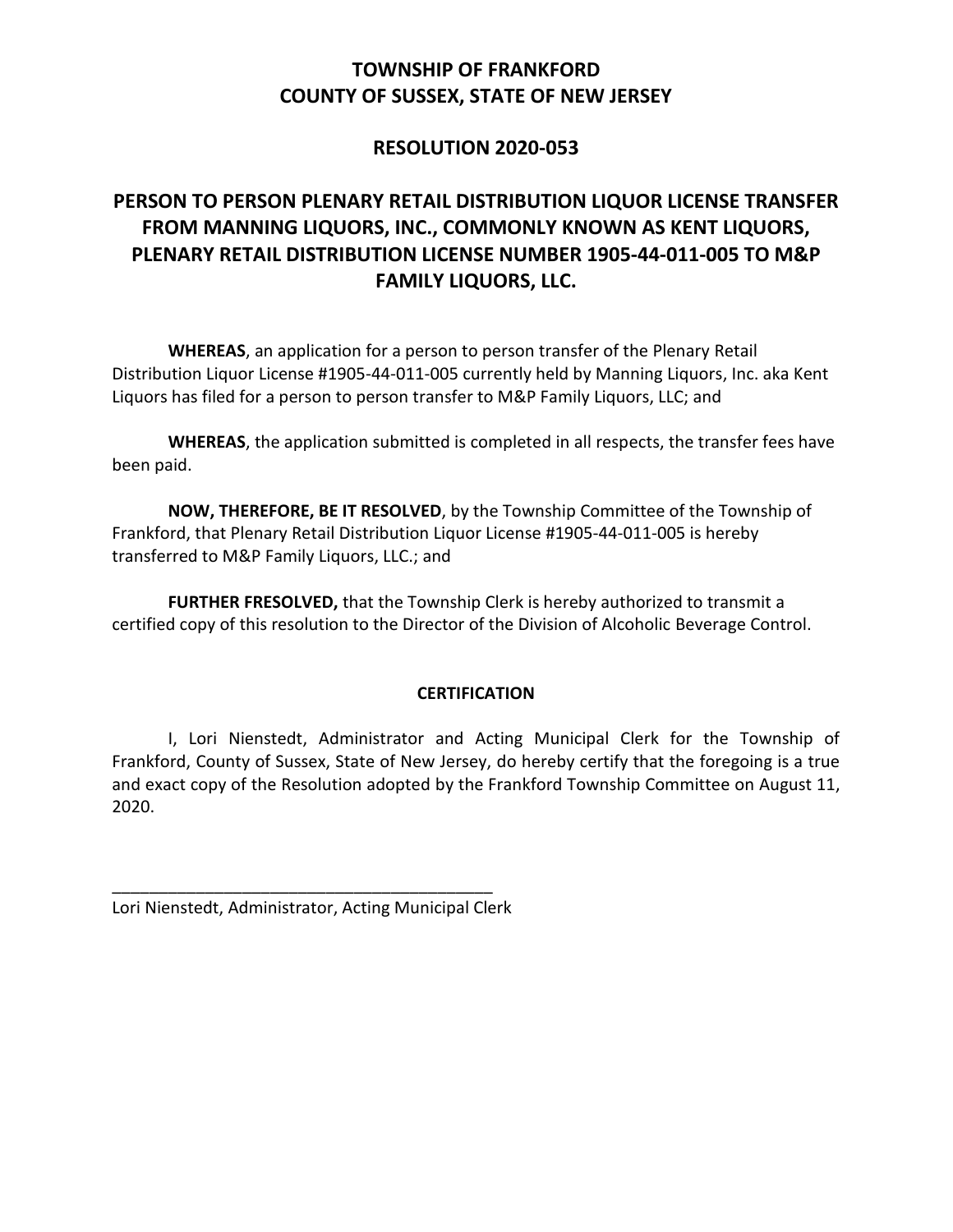# TOWNSHIP OF FRANKFORD
# COUNTY OF SUSSEX, STATE OF NEW JERSEY

## RESOLUTION 2020-053

## PERSON TO PERSON PLENARY RETAIL DISTRIBUTION LIQUOR LICENSE TRANSFER FROM MANNING LIQUORS, INC., COMMONLY KNOWN AS KENT LIQUORS, PLENARY RETAIL DISTRIBUTION LICENSE NUMBER 1905-44-011-005 TO M&P FAMILY LIQUORS, LLC.

**WHEREAS**, an application for a person to person transfer of the Plenary Retail Distribution Liquor License #1905-44-011-005 currently held by Manning Liquors, Inc. aka Kent Liquors has filed for a person to person transfer to M&P Family Liquors, LLC; and

**WHEREAS**, the application submitted is completed in all respects, the transfer fees have been paid.

**NOW, THEREFORE, BE IT RESOLVED**, by the Township Committee of the Township of Frankford, that Plenary Retail Distribution Liquor License #1905-44-011-005 is hereby transferred to M&P Family Liquors, LLC.; and

**FURTHER FRESOLVED,** that the Township Clerk is hereby authorized to transmit a certified copy of this resolution to the Director of the Division of Alcoholic Beverage Control.

**CERTIFICATION**

I, Lori Nienstedt, Administrator and Acting Municipal Clerk for the Township of Frankford, County of Sussex, State of New Jersey, do hereby certify that the foregoing is a true and exact copy of the Resolution adopted by the Frankford Township Committee on August 11, 2020.

\_\_\_\_\_\_\_\_\_\_\_\_\_\_\_\_\_\_\_\_\_\_\_\_\_\_\_\_\_\_\_\_\_\_\_\_\_\_\_\_\_\_

Lori Nienstedt, Administrator, Acting Municipal Clerk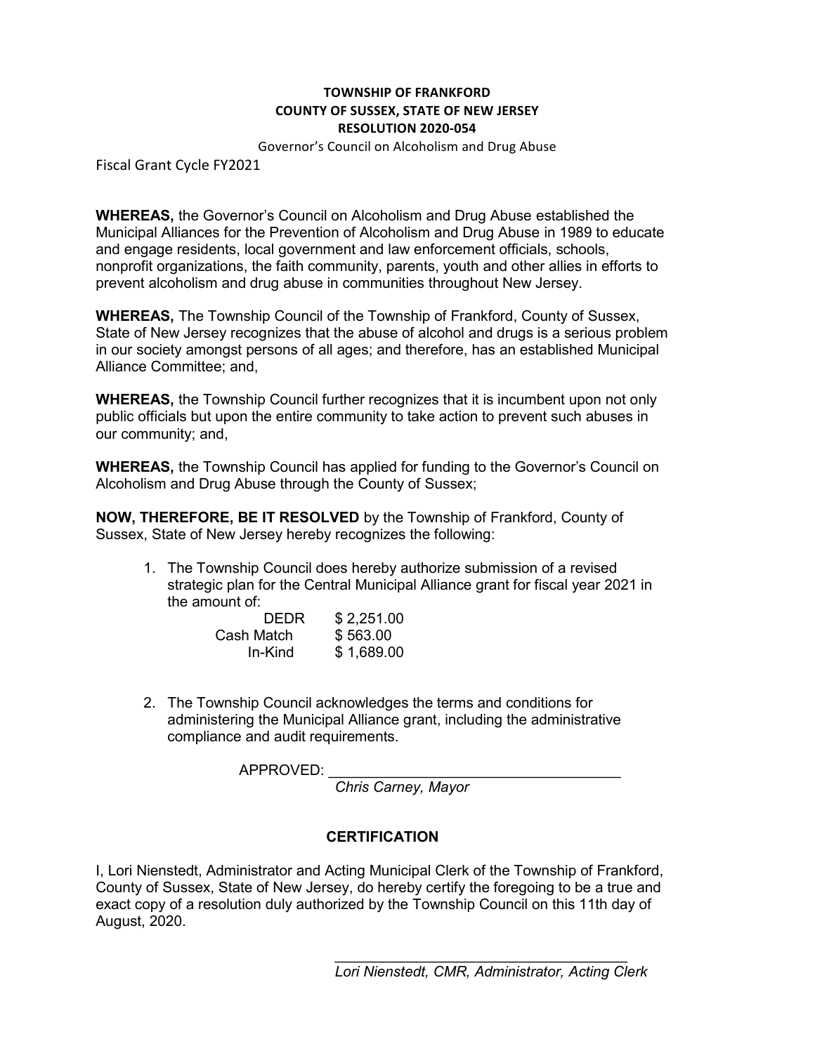**TOWNSHIP OF FRANKFORD**
**COUNTY OF SUSSEX, STATE OF NEW JERSEY**
**RESOLUTION 2020-054**

Governor's Council on Alcoholism and Drug Abuse

Fiscal Grant Cycle FY2021

**WHEREAS,** the Governor's Council on Alcoholism and Drug Abuse established the Municipal Alliances for the Prevention of Alcoholism and Drug Abuse in 1989 to educate and engage residents, local government and law enforcement officials, schools, nonprofit organizations, the faith community, parents, youth and other allies in efforts to prevent alcoholism and drug abuse in communities throughout New Jersey.

**WHEREAS,** The Township Council of the Township of Frankford, County of Sussex, State of New Jersey recognizes that the abuse of alcohol and drugs is a serious problem in our society amongst persons of all ages; and therefore, has an established Municipal Alliance Committee; and,

**WHEREAS,** the Township Council further recognizes that it is incumbent upon not only public officials but upon the entire community to take action to prevent such abuses in our community; and,

**WHEREAS,** the Township Council has applied for funding to the Governor's Council on Alcoholism and Drug Abuse through the County of Sussex;

**NOW, THEREFORE, BE IT RESOLVED** by the Township of Frankford, County of Sussex, State of New Jersey hereby recognizes the following:

1. The Township Council does hereby authorize submission of a revised strategic plan for the Central Municipal Alliance grant for fiscal year 2021 in the amount of:

| | |
|---|---|
| DEDR | $ 2,251.00 |
| Cash Match | $ 563.00 |
| In-Kind | $ 1,689.00 |

2. The Township Council acknowledges the terms and conditions for administering the Municipal Alliance grant, including the administrative compliance and audit requirements.

APPROVED: ___________________________________

*Chris Carney, Mayor*

**CERTIFICATION**

I, Lori Nienstedt, Administrator and Acting Municipal Clerk of the Township of Frankford, County of Sussex, State of New Jersey, do hereby certify the foregoing to be a true and exact copy of a resolution duly authorized by the Township Council on this 11th day of August, 2020.

___________________________________

*Lori Nienstedt, CMR, Administrator, Acting Clerk*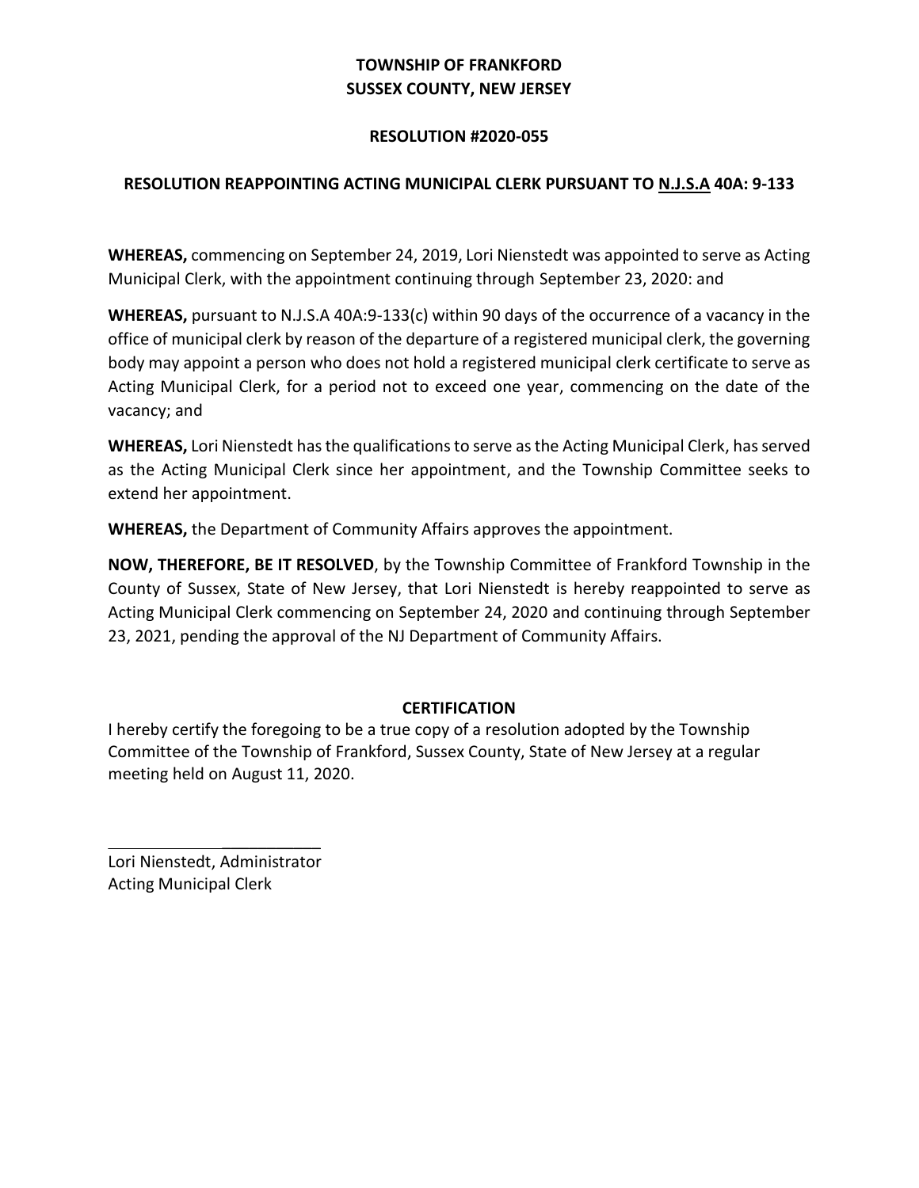**TOWNSHIP OF FRANKFORD**
**SUSSEX COUNTY, NEW JERSEY**

**RESOLUTION #2020-055**

**RESOLUTION REAPPOINTING ACTING MUNICIPAL CLERK PURSUANT TO N.J.S.A 40A: 9-133**

**WHEREAS,** commencing on September 24, 2019, Lori Nienstedt was appointed to serve as Acting Municipal Clerk, with the appointment continuing through September 23, 2020: and

**WHEREAS,** pursuant to N.J.S.A 40A:9-133(c) within 90 days of the occurrence of a vacancy in the office of municipal clerk by reason of the departure of a registered municipal clerk, the governing body may appoint a person who does not hold a registered municipal clerk certificate to serve as Acting Municipal Clerk, for a period not to exceed one year, commencing on the date of the vacancy; and

**WHEREAS,** Lori Nienstedt has the qualifications to serve as the Acting Municipal Clerk, has served as the Acting Municipal Clerk since her appointment, and the Township Committee seeks to extend her appointment.

**WHEREAS,** the Department of Community Affairs approves the appointment.

**NOW, THEREFORE, BE IT RESOLVED**, by the Township Committee of Frankford Township in the County of Sussex, State of New Jersey, that Lori Nienstedt is hereby reappointed to serve as Acting Municipal Clerk commencing on September 24, 2020 and continuing through September 23, 2021, pending the approval of the NJ Department of Community Affairs.

**CERTIFICATION**

I hereby certify the foregoing to be a true copy of a resolution adopted by the Township Committee of the Township of Frankford, Sussex County, State of New Jersey at a regular meeting held on August 11, 2020.

\_\_\_\_\_\_\_\_\_\_\_\_\_\_\_\_\_\_\_\_\_\_\_\_

Lori Nienstedt, Administrator
Acting Municipal Clerk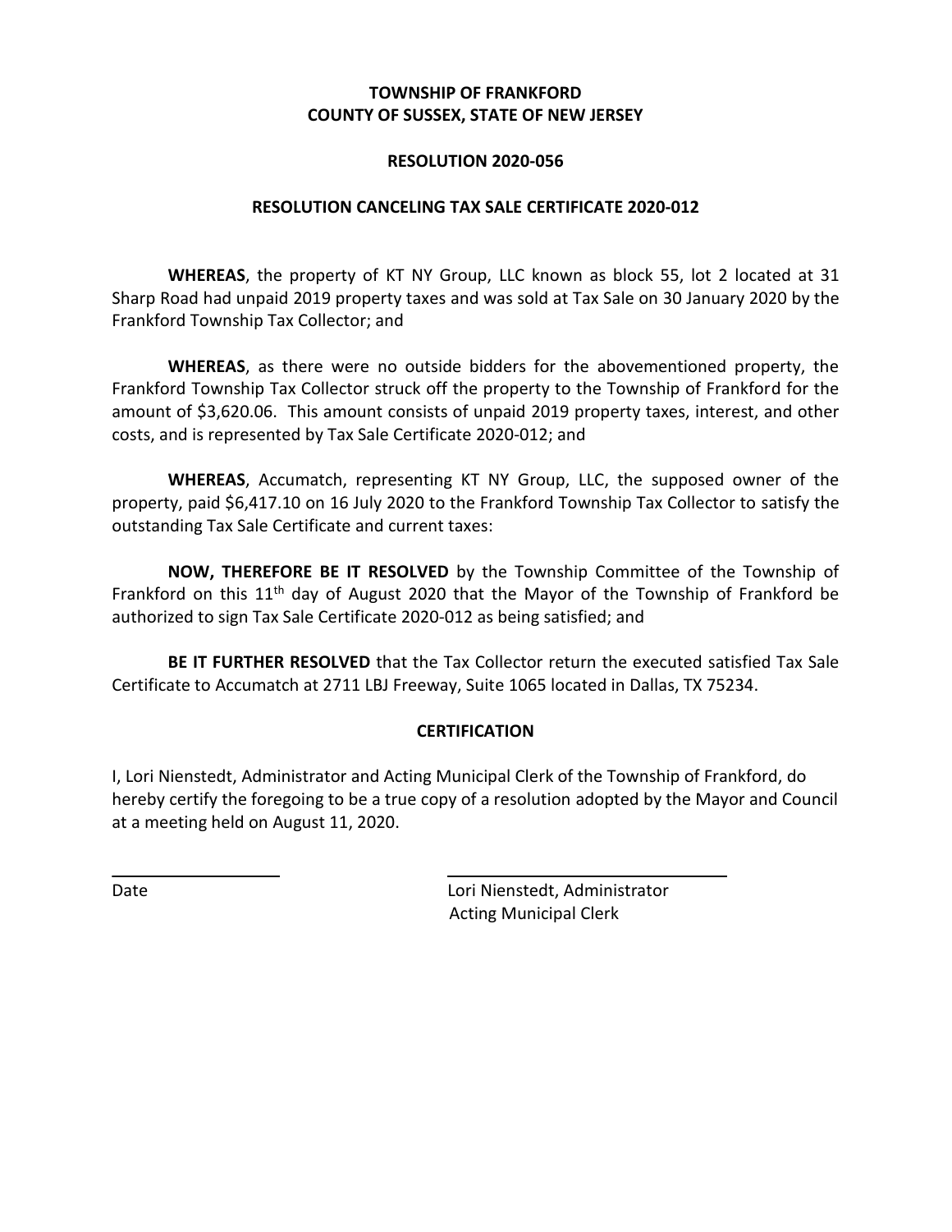**TOWNSHIP OF FRANKFORD**
**COUNTY OF SUSSEX, STATE OF NEW JERSEY**

**RESOLUTION 2020-056**

**RESOLUTION CANCELING TAX SALE CERTIFICATE 2020-012**

**WHEREAS**, the property of KT NY Group, LLC known as block 55, lot 2 located at 31 Sharp Road had unpaid 2019 property taxes and was sold at Tax Sale on 30 January 2020 by the Frankford Township Tax Collector; and

**WHEREAS**, as there were no outside bidders for the abovementioned property, the Frankford Township Tax Collector struck off the property to the Township of Frankford for the amount of $3,620.06. This amount consists of unpaid 2019 property taxes, interest, and other costs, and is represented by Tax Sale Certificate 2020-012; and

**WHEREAS**, Accumatch, representing KT NY Group, LLC, the supposed owner of the property, paid $6,417.10 on 16 July 2020 to the Frankford Township Tax Collector to satisfy the outstanding Tax Sale Certificate and current taxes:

**NOW, THEREFORE BE IT RESOLVED** by the Township Committee of the Township of Frankford on this 11th day of August 2020 that the Mayor of the Township of Frankford be authorized to sign Tax Sale Certificate 2020-012 as being satisfied; and

**BE IT FURTHER RESOLVED** that the Tax Collector return the executed satisfied Tax Sale Certificate to Accumatch at 2711 LBJ Freeway, Suite 1065 located in Dallas, TX 75234.

**CERTIFICATION**

I, Lori Nienstedt, Administrator and Acting Municipal Clerk of the Township of Frankford, do hereby certify the foregoing to be a true copy of a resolution adopted by the Mayor and Council at a meeting held on August 11, 2020.

\_\_\_\_\_\_\_\_\_\_\_\_\_\_\_\_\_\_ \_\_\_\_\_\_\_\_\_\_\_\_\_\_\_\_\_\_\_\_\_\_\_\_\_\_\_\_\_\_

Date

Lori Nienstedt, Administrator
Acting Municipal Clerk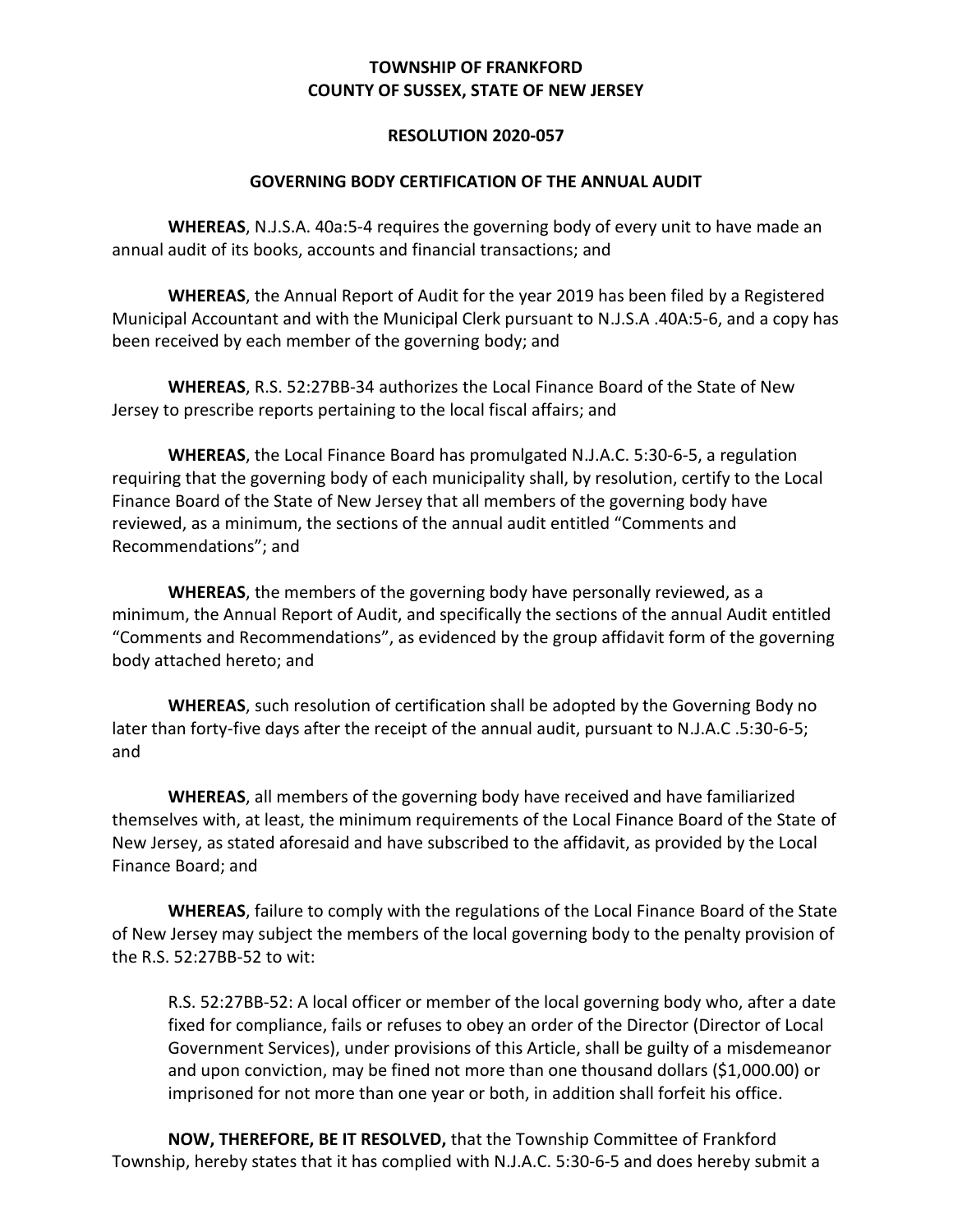**TOWNSHIP OF FRANKFORD**
**COUNTY OF SUSSEX, STATE OF NEW JERSEY**

**RESOLUTION 2020-057**

**GOVERNING BODY CERTIFICATION OF THE ANNUAL AUDIT**

**WHEREAS**, N.J.S.A. 40a:5-4 requires the governing body of every unit to have made an annual audit of its books, accounts and financial transactions; and

**WHEREAS**, the Annual Report of Audit for the year 2019 has been filed by a Registered Municipal Accountant and with the Municipal Clerk pursuant to N.J.S.A .40A:5-6, and a copy has been received by each member of the governing body; and

**WHEREAS**, R.S. 52:27BB-34 authorizes the Local Finance Board of the State of New Jersey to prescribe reports pertaining to the local fiscal affairs; and

**WHEREAS**, the Local Finance Board has promulgated N.J.A.C. 5:30-6-5, a regulation requiring that the governing body of each municipality shall, by resolution, certify to the Local Finance Board of the State of New Jersey that all members of the governing body have reviewed, as a minimum, the sections of the annual audit entitled "Comments and Recommendations"; and

**WHEREAS**, the members of the governing body have personally reviewed, as a minimum, the Annual Report of Audit, and specifically the sections of the annual Audit entitled "Comments and Recommendations", as evidenced by the group affidavit form of the governing body attached hereto; and

**WHEREAS**, such resolution of certification shall be adopted by the Governing Body no later than forty-five days after the receipt of the annual audit, pursuant to N.J.A.C .5:30-6-5; and

**WHEREAS**, all members of the governing body have received and have familiarized themselves with, at least, the minimum requirements of the Local Finance Board of the State of New Jersey, as stated aforesaid and have subscribed to the affidavit, as provided by the Local Finance Board; and

**WHEREAS**, failure to comply with the regulations of the Local Finance Board of the State of New Jersey may subject the members of the local governing body to the penalty provision of the R.S. 52:27BB-52 to wit:

> R.S. 52:27BB-52: A local officer or member of the local governing body who, after a date fixed for compliance, fails or refuses to obey an order of the Director (Director of Local Government Services), under provisions of this Article, shall be guilty of a misdemeanor and upon conviction, may be fined not more than one thousand dollars ($1,000.00) or imprisoned for not more than one year or both, in addition shall forfeit his office.

**NOW, THEREFORE, BE IT RESOLVED,** that the Township Committee of Frankford Township, hereby states that it has complied with N.J.A.C. 5:30-6-5 and does hereby submit a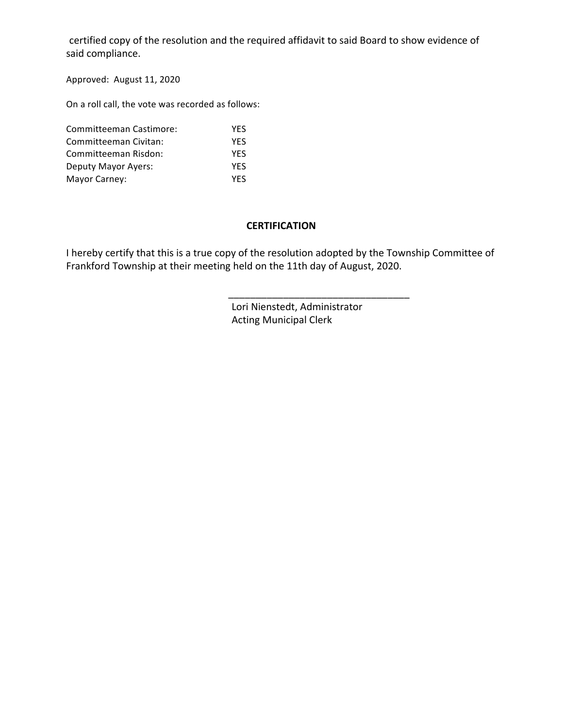certified copy of the resolution and the required affidavit to said Board to show evidence of said compliance.

Approved: August 11, 2020

On a roll call, the vote was recorded as follows:

| | |
|---|---|
| Committeeman Castimore: | YES |
| Committeeman Civitan: | YES |
| Committeeman Risdon: | YES |
| Deputy Mayor Ayers: | YES |
| Mayor Carney: | YES |

**CERTIFICATION**

I hereby certify that this is a true copy of the resolution adopted by the Township Committee of Frankford Township at their meeting held on the 11th day of August, 2020.

_________________________________
Lori Nienstedt, Administrator
Acting Municipal Clerk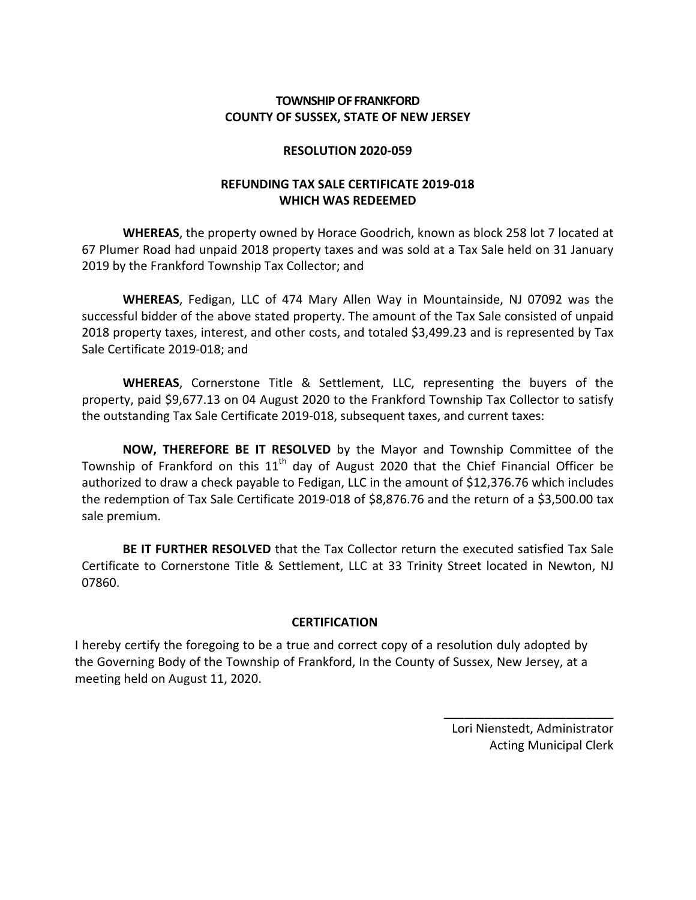**TOWNSHIP OF FRANKFORD**
**COUNTY OF SUSSEX, STATE OF NEW JERSEY**

**RESOLUTION 2020-059**

**REFUNDING TAX SALE CERTIFICATE 2019-018**
**WHICH WAS REDEEMED**

**WHEREAS**, the property owned by Horace Goodrich, known as block 258 lot 7 located at 67 Plumer Road had unpaid 2018 property taxes and was sold at a Tax Sale held on 31 January 2019 by the Frankford Township Tax Collector; and

**WHEREAS**, Fedigan, LLC of 474 Mary Allen Way in Mountainside, NJ 07092 was the successful bidder of the above stated property. The amount of the Tax Sale consisted of unpaid 2018 property taxes, interest, and other costs, and totaled $3,499.23 and is represented by Tax Sale Certificate 2019-018; and

**WHEREAS**, Cornerstone Title & Settlement, LLC, representing the buyers of the property, paid $9,677.13 on 04 August 2020 to the Frankford Township Tax Collector to satisfy the outstanding Tax Sale Certificate 2019-018, subsequent taxes, and current taxes:

**NOW, THEREFORE BE IT RESOLVED** by the Mayor and Township Committee of the Township of Frankford on this 11th day of August 2020 that the Chief Financial Officer be authorized to draw a check payable to Fedigan, LLC in the amount of $12,376.76 which includes the redemption of Tax Sale Certificate 2019-018 of $8,876.76 and the return of a $3,500.00 tax sale premium.

**BE IT FURTHER RESOLVED** that the Tax Collector return the executed satisfied Tax Sale Certificate to Cornerstone Title & Settlement, LLC at 33 Trinity Street located in Newton, NJ 07860.

**CERTIFICATION**

I hereby certify the foregoing to be a true and correct copy of a resolution duly adopted by the Governing Body of the Township of Frankford, In the County of Sussex, New Jersey, at a meeting held on August 11, 2020.

\_\_\_\_\_\_\_\_\_\_\_\_\_\_\_\_\_\_\_\_\_\_\_\_\_\_

Lori Nienstedt, Administrator
Acting Municipal Clerk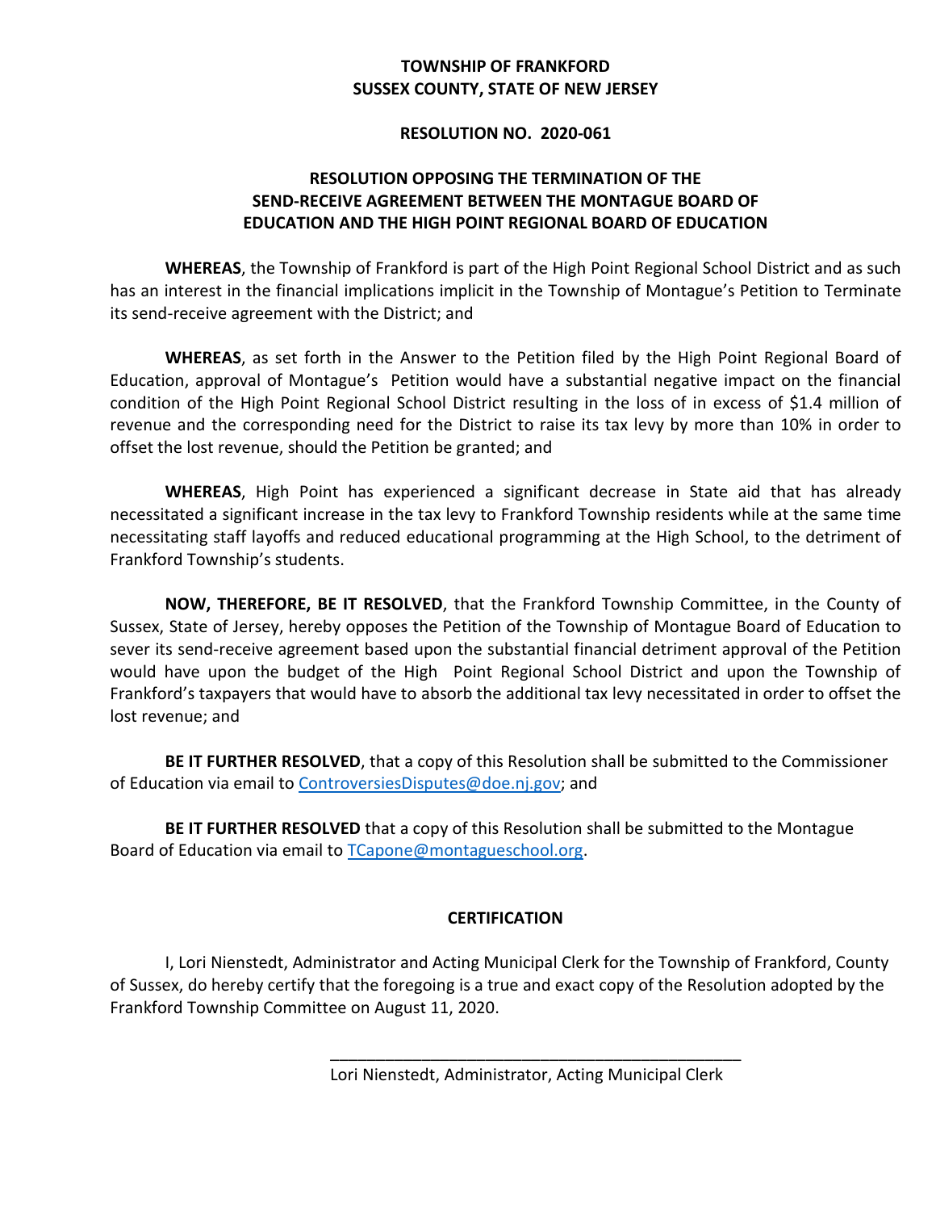**TOWNSHIP OF FRANKFORD**
**SUSSEX COUNTY, STATE OF NEW JERSEY**

**RESOLUTION NO. 2020-061**

# RESOLUTION OPPOSING THE TERMINATION OF THE SEND-RECEIVE AGREEMENT BETWEEN THE MONTAGUE BOARD OF EDUCATION AND THE HIGH POINT REGIONAL BOARD OF EDUCATION

**WHEREAS**, the Township of Frankford is part of the High Point Regional School District and as such has an interest in the financial implications implicit in the Township of Montague's Petition to Terminate its send-receive agreement with the District; and

**WHEREAS**, as set forth in the Answer to the Petition filed by the High Point Regional Board of Education, approval of Montague's Petition would have a substantial negative impact on the financial condition of the High Point Regional School District resulting in the loss of in excess of $1.4 million of revenue and the corresponding need for the District to raise its tax levy by more than 10% in order to offset the lost revenue, should the Petition be granted; and

**WHEREAS**, High Point has experienced a significant decrease in State aid that has already necessitated a significant increase in the tax levy to Frankford Township residents while at the same time necessitating staff layoffs and reduced educational programming at the High School, to the detriment of Frankford Township's students.

**NOW, THEREFORE, BE IT RESOLVED**, that the Frankford Township Committee, in the County of Sussex, State of Jersey, hereby opposes the Petition of the Township of Montague Board of Education to sever its send-receive agreement based upon the substantial financial detriment approval of the Petition would have upon the budget of the High Point Regional School District and upon the Township of Frankford's taxpayers that would have to absorb the additional tax levy necessitated in order to offset the lost revenue; and

**BE IT FURTHER RESOLVED**, that a copy of this Resolution shall be submitted to the Commissioner of Education via email to ControversiesDisputes@doe.nj.gov; and

**BE IT FURTHER RESOLVED** that a copy of this Resolution shall be submitted to the Montague Board of Education via email to TCapone@montagueschool.org.

## CERTIFICATION

I, Lori Nienstedt, Administrator and Acting Municipal Clerk for the Township of Frankford, County of Sussex, do hereby certify that the foregoing is a true and exact copy of the Resolution adopted by the Frankford Township Committee on August 11, 2020.

\_\_\_\_\_\_\_\_\_\_\_\_\_\_\_\_\_\_\_\_\_\_\_\_\_\_\_\_\_\_\_\_\_\_\_\_\_\_\_\_\_\_\_\_

Lori Nienstedt, Administrator, Acting Municipal Clerk